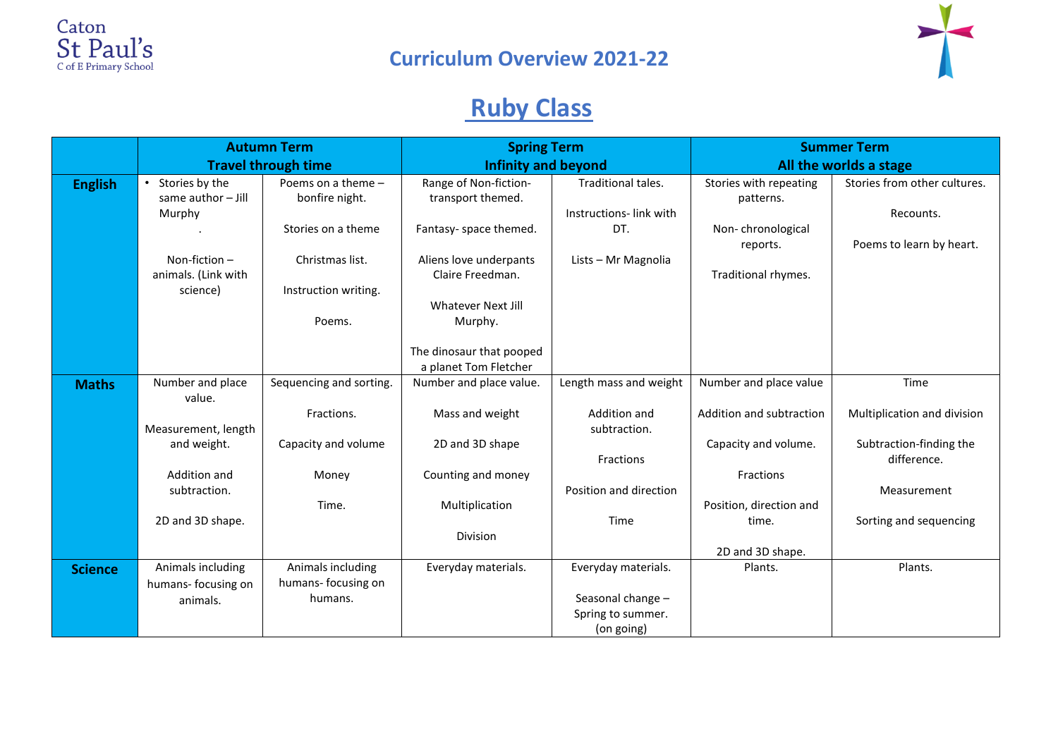Caton
St Paul's
C of E Primary School

# Curriculum Overview 2021-22

## Ruby Class

| | Autumn Term Travel through time | | Spring Term Infinity and beyond | | Summer Term All the worlds a stage | |
|---|---|---|---|---|---|---|
| **English** | • Stories by the same author – Jill Murphy<br>.<br><br>Non-fiction – animals. (Link with science) | Poems on a theme – bonfire night.<br><br>Stories on a theme<br><br>Christmas list.<br><br>Instruction writing.<br><br>Poems. | Range of Non-fiction- transport themed.<br><br>Fantasy- space themed.<br><br>Aliens love underpants Claire Freedman.<br><br>Whatever Next Jill Murphy.<br><br>The dinosaur that pooped a planet Tom Fletcher | Traditional tales.<br><br>Instructions- link with DT.<br><br>Lists – Mr Magnolia | Stories with repeating patterns.<br><br>Non- chronological reports.<br><br>Traditional rhymes. | Stories from other cultures.<br><br>Recounts.<br><br>Poems to learn by heart. |
| **Maths** | Number and place value.<br><br>Measurement, length and weight.<br><br>Addition and subtraction.<br><br>2D and 3D shape. | Sequencing and sorting.<br><br>Fractions.<br><br>Capacity and volume<br><br>Money<br><br>Time. | Number and place value.<br><br>Mass and weight<br><br>2D and 3D shape<br><br>Counting and money<br><br>Multiplication<br><br>Division | Length mass and weight<br><br>Addition and subtraction.<br><br>Fractions<br><br>Position and direction<br><br>Time | Number and place value<br><br>Addition and subtraction<br><br>Capacity and volume.<br><br>Fractions<br><br>Position, direction and time.<br><br>2D and 3D shape. | Time<br><br>Multiplication and division<br><br>Subtraction-finding the difference.<br><br>Measurement<br><br>Sorting and sequencing |
| **Science** | Animals including humans- focusing on animals. | Animals including humans- focusing on humans. | Everyday materials. | Everyday materials.<br><br>Seasonal change – Spring to summer. (on going) | Plants. | Plants. |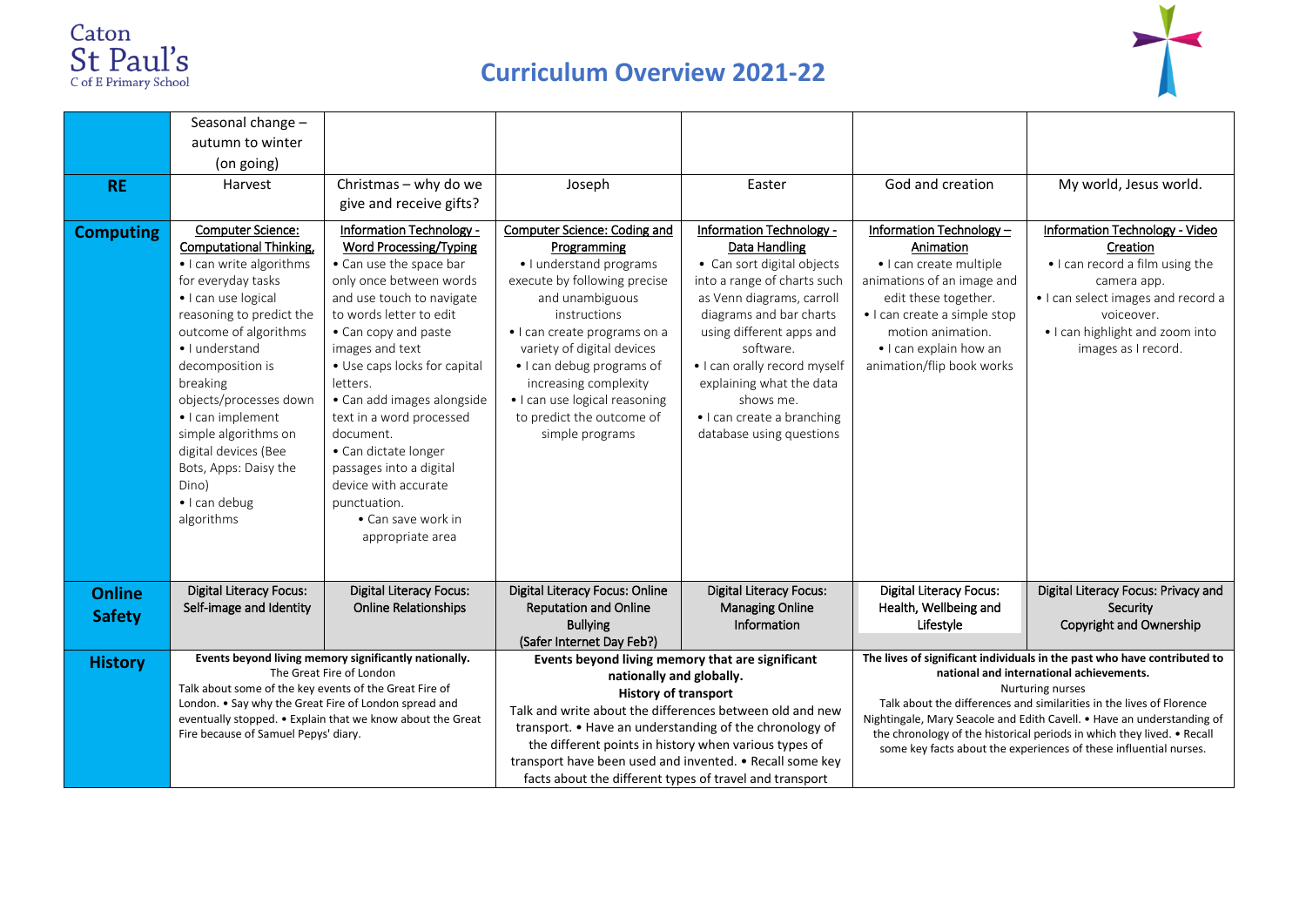Caton St Paul's C of E Primary School

# Curriculum Overview 2021-22

| | | | | | | |
|---|---|---|---|---|---|---|
| | Seasonal change – autumn to winter (on going) | | | | | |
| **RE** | Harvest | Christmas – why do we give and receive gifts? | Joseph | Easter | God and creation | My world, Jesus world. |
| **Computing** | Computer Science: Computational Thinking, • I can write algorithms for everyday tasks • I can use logical reasoning to predict the outcome of algorithms • I understand decomposition is breaking objects/processes down • I can implement simple algorithms on digital devices (Bee Bots, Apps: Daisy the Dino) • I can debug algorithms | Information Technology - Word Processing/Typing • Can use the space bar only once between words and use touch to navigate to words letter to edit • Can copy and paste images and text • Use caps locks for capital letters. • Can add images alongside text in a word processed document. • Can dictate longer passages into a digital device with accurate punctuation. • Can save work in appropriate area | Computer Science: Coding and Programming • I understand programs execute by following precise and unambiguous instructions • I can create programs on a variety of digital devices • I can debug programs of increasing complexity • I can use logical reasoning to predict the outcome of simple programs | Information Technology - Data Handling • Can sort digital objects into a range of charts such as Venn diagrams, carroll diagrams and bar charts using different apps and software. • I can orally record myself explaining what the data shows me. • I can create a branching database using questions | Information Technology – Animation • I can create multiple animations of an image and edit these together. • I can create a simple stop motion animation. • I can explain how an animation/flip book works | Information Technology - Video Creation • I can record a film using the camera app. • I can select images and record a voiceover. • I can highlight and zoom into images as I record. |
| **Online Safety** | Digital Literacy Focus: Self-image and Identity | Digital Literacy Focus: Online Relationships | Digital Literacy Focus: Online Reputation and Online Bullying (Safer Internet Day Feb?) | Digital Literacy Focus: Managing Online Information | Digital Literacy Focus: Health, Wellbeing and Lifestyle | Digital Literacy Focus: Privacy and Security Copyright and Ownership |
| **History** | **Events beyond living memory significantly nationally.** The Great Fire of London Talk about some of the key events of the Great Fire of London. • Say why the Great Fire of London spread and eventually stopped. • Explain that we know about the Great Fire because of Samuel Pepys' diary. | | **Events beyond living memory that are significant nationally and globally.** **History of transport** Talk and write about the differences between old and new transport. • Have an understanding of the chronology of the different points in history when various types of transport have been used and invented. • Recall some key facts about the different types of travel and transport | | **The lives of significant individuals in the past who have contributed to national and international achievements.** Nurturing nurses Talk about the differences and similarities in the lives of Florence Nightingale, Mary Seacole and Edith Cavell. • Have an understanding of the chronology of the historical periods in which they lived. • Recall some key facts about the experiences of these influential nurses. | |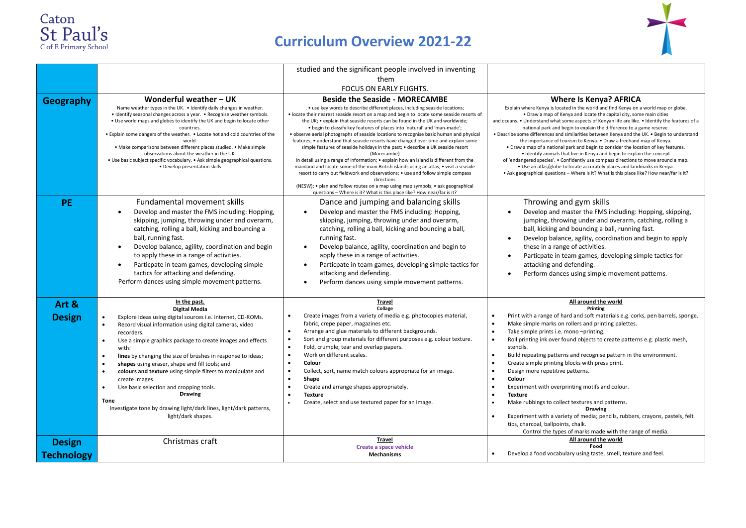# Curriculum Overview 2021-22

| | | | |
|---|---|---|---|
| | | studied and the significant people involved in inventing them<br>FOCUS ON EARLY FLIGHTS. | |
| **Geography** | **Wonderful weather – UK**<br>Name weather types in the UK. • Identify daily changes in weather. • Identify seasonal changes across a year. • Recognise weather symbols. • Use world maps and globes to identify the UK and begin to locate other countries. • Explain some dangers of the weather. • Locate hot and cold countries of the world. • Make comparisons between different places studied. • Make simple observations about the weather in the UK. • Use basic subject specific vocabulary. • Ask simple geographical questions. • Develop presentation skills | **Beside the Seaside - MORECAMBE**<br>. • use key words to describe different places, including seaside locations; • locate their nearest seaside resort on a map and begin to locate some seaside resorts of the UK; • explain that seaside resorts can be found in the UK and worldwide; • begin to classify key features of places into 'natural' and 'man-made'; • observe aerial photographs of seaside locations to recognise basic human and physical features; • understand that seaside resorts have changed over time and explain some simple features of seaside holidays in the past; • describe a UK seaside resort (Morecambe) in detail using a range of information; • explain how an island is different from the mainland and locate some of the main British islands using an atlas; • visit a seaside resort to carry out fieldwork and observations; • use and follow simple compass directions (NESW); • plan and follow routes on a map using map symbols; • ask geographical questions – Where is it? What is this place like? How near/far is it? | **Where Is Kenya? AFRICA**<br>Explain where Kenya is located in the world and find Kenya on a world map or globe. • Draw a map of Kenya and locate the capital city, some main cities and oceans. • Understand what some aspects of Kenyan life are like. • Identify the features of a national park and begin to explain the difference to a game reserve. • Describe some differences and similarities between Kenya and the UK. • Begin to understand the importance of tourism to Kenya. • Draw a freehand map of Kenya. • Draw a map of a national park and begin to consider the location of key features. • Identify animals that live in Kenya and begin to explain the concept of 'endangered species'. • Confidently use compass directions to move around a map. • Use an atlas/globe to locate accurately places and landmarks in Kenya. • Ask geographical questions – Where is it? What is this place like? How near/far is it? |
| **PE** | Fundamental movement skills<br>• Develop and master the FMS including: Hopping, skipping, jumping, throwing under and overarm, catching, rolling a ball, kicking and bouncing a ball, running fast.<br>• Develop balance, agility, coordination and begin to apply these in a range of activities.<br>• Particpate in team games, developing simple tactics for attacking and defending.<br>Perform dances using simple movement patterns. | Dance and jumping and balancing skills<br>• Develop and master the FMS including: Hopping, skipping, jumping, throwing under and overarm, catching, rolling a ball, kicking and bouncing a ball, running fast.<br>• Develop balance, agility, coordination and begin to apply these in a range of activities.<br>• Particpate in team games, developing simple tactics for attacking and defending.<br>• Perform dances using simple movement patterns. | Throwing and gym skills<br>• Develop and master the FMS including: Hopping, skipping, jumping, throwing under and overarm, catching, rolling a ball, kicking and bouncing a ball, running fast.<br>• Develop balance, agility, coordination and begin to apply these in a range of activities.<br>• Particpate in team games, developing simple tactics for attacking and defending.<br>• Perform dances using simple movement patterns. |
| **Art & Design** | <u>In the past.</u><br>**Digital Media**<br>• Explore ideas using digital sources i.e. internet, CD-ROMs.<br>• Record visual information using digital cameras, video recorders.<br>• Use a simple graphics package to create images and effects with:<br>• **lines** by changing the size of brushes in response to ideas;<br>• **shapes** using eraser, shape and fill tools; and<br>• **colours and texture** using simple filters to manipulate and create images.<br>• Use basic selection and cropping tools.<br>**Drawing**<br>**Tone**<br>Investigate tone by drawing light/dark lines, light/dark patterns, light/dark shapes. | <u>**Travel**</u><br>**Collage**<br>• Create images from a variety of media e.g. photocopies material, fabric, crepe paper, magazines etc.<br>• Arrange and glue materials to different backgrounds.<br>• Sort and group materials for different purposes e.g. colour texture.<br>• Fold, crumple, tear and overlap papers.<br>• Work on different scales.<br>• **Colour**<br>• Collect, sort, name match colours appropriate for an image.<br>• **Shape**<br>• Create and arrange shapes appropriately.<br>• **Texture**<br>• Create, select and use textured paper for an image. | <u>**All around the world**</u><br>**Printing**<br>• Print with a range of hard and soft materials e.g. corks, pen barrels, sponge.<br>• Make simple marks on rollers and printing palettes.<br>• Take simple prints i.e. mono –printing.<br>• Roll printing ink over found objects to create patterns e.g. plastic mesh, stencils.<br>• Build repeating patterns and recognise pattern in the environment.<br>• Create simple printing blocks with press print.<br>• Design more repetitive patterns.<br>• **Colour**<br>• Experiment with overprinting motifs and colour.<br>• **Texture**<br>• Make rubbings to collect textures and patterns.<br>**Drawing**<br>• Experiment with a variety of media; pencils, rubbers, crayons, pastels, felt tips, charcoal, ballpoints, chalk.<br>Control the types of marks made with the range of media. |
| **Design Technology** | Christmas craft | <u>**Travel**</u><br>**Create a space vehicle**<br>**Mechanisms** | <u>**All around the world**</u><br>**Food**<br>• Develop a food vocabulary using taste, smell, texture and feel. |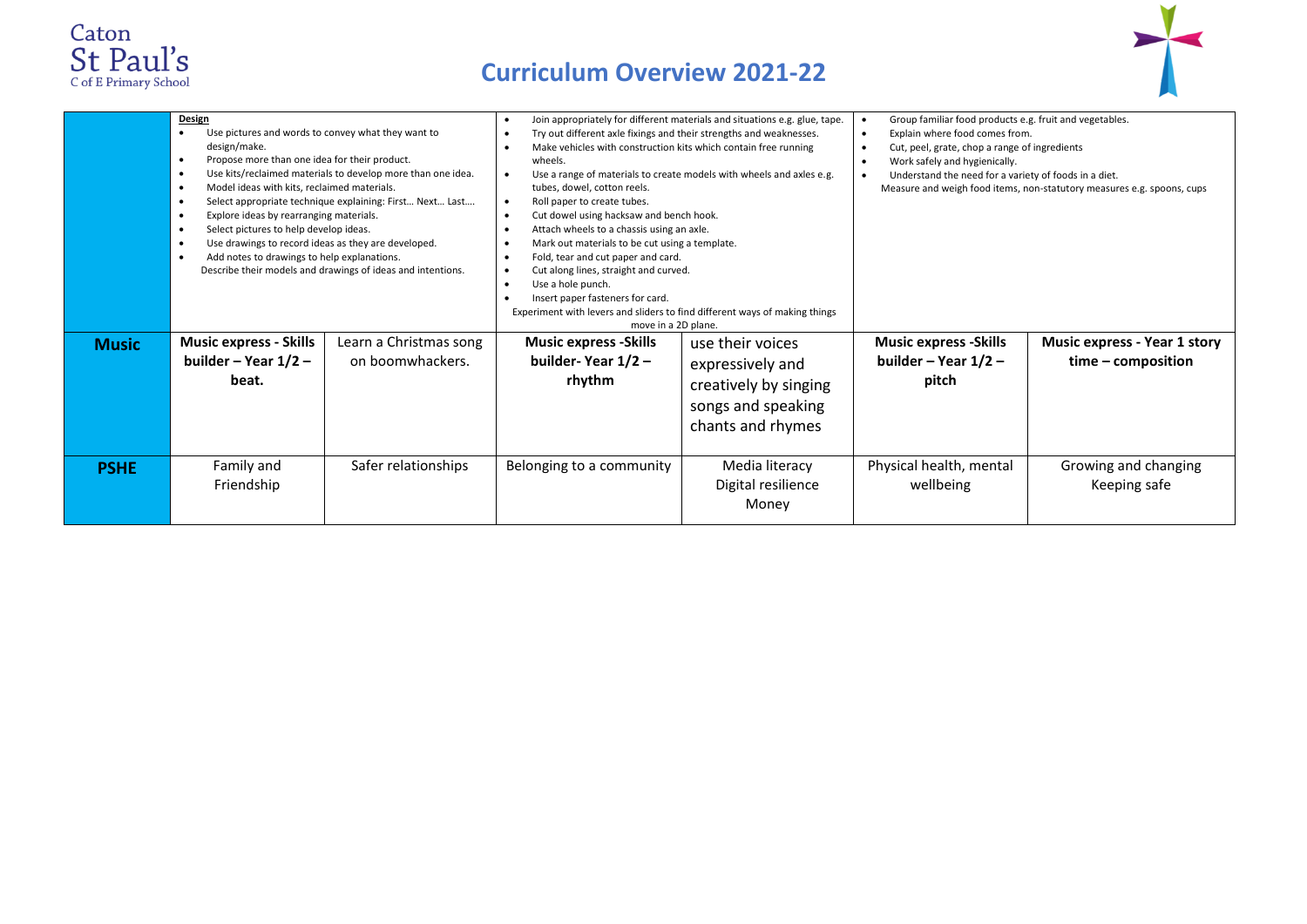# Curriculum Overview 2021-22

| | | | | | | |
|---|---|---|---|---|---|---|
| | **Design**<br>• Use pictures and words to convey what they want to design/make.<br>• Propose more than one idea for their product.<br>• Use kits/reclaimed materials to develop more than one idea.<br>• Model ideas with kits, reclaimed materials.<br>• Select appropriate technique explaining: First… Next… Last….<br>• Explore ideas by rearranging materials.<br>• Select pictures to help develop ideas.<br>• Use drawings to record ideas as they are developed.<br>• Add notes to drawings to help explanations.<br>Describe their models and drawings of ideas and intentions. | | • Join appropriately for different materials and situations e.g. glue, tape.<br>• Try out different axle fixings and their strengths and weaknesses.<br>• Make vehicles with construction kits which contain free running wheels.<br>• Use a range of materials to create models with wheels and axles e.g. tubes, dowel, cotton reels.<br>• Roll paper to create tubes.<br>• Cut dowel using hacksaw and bench hook.<br>• Attach wheels to a chassis using an axle.<br>• Mark out materials to be cut using a template.<br>• Fold, tear and cut paper and card.<br>• Cut along lines, straight and curved.<br>• Use a hole punch.<br>• Insert paper fasteners for card.<br>Experiment with levers and sliders to find different ways of making things move in a 2D plane. | | • Group familiar food products e.g. fruit and vegetables.<br>• Explain where food comes from.<br>• Cut, peel, grate, chop a range of ingredients<br>• Work safely and hygienically.<br>• Understand the need for a variety of foods in a diet.<br>Measure and weigh food items, non-statutory measures e.g. spoons, cups | |
| **Music** | **Music express - Skills builder – Year 1/2 – beat.** | Learn a Christmas song on boomwhackers. | **Music express -Skills builder- Year 1/2 – rhythm** | use their voices expressively and creatively by singing songs and speaking chants and rhymes | **Music express -Skills builder – Year 1/2 – pitch** | **Music express - Year 1 story time – composition** |
| **PSHE** | Family and Friendship | Safer relationships | Belonging to a community | Media literacy<br>Digital resilience<br>Money | Physical health, mental wellbeing | Growing and changing<br>Keeping safe |